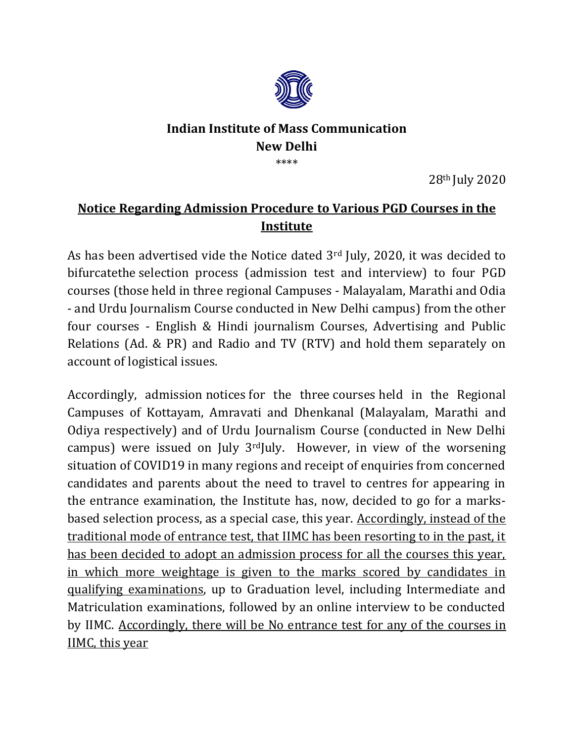**Indian Institute of Mass Communication**
**New Delhi**

\*\*\*\*

28th July 2020

## Notice Regarding Admission Procedure to Various PGD Courses in the Institute

As has been advertised vide the Notice dated 3rd July, 2020, it was decided to bifurcatethe selection process (admission test and interview) to four PGD courses (those held in three regional Campuses - Malayalam, Marathi and Odia - and Urdu Journalism Course conducted in New Delhi campus) from the other four courses - English & Hindi journalism Courses, Advertising and Public Relations (Ad. & PR) and Radio and TV (RTV) and hold them separately on account of logistical issues.

Accordingly, admission notices for the three courses held in the Regional Campuses of Kottayam, Amravati and Dhenkanal (Malayalam, Marathi and Odiya respectively) and of Urdu Journalism Course (conducted in New Delhi campus) were issued on July 3rdJuly. However, in view of the worsening situation of COVID19 in many regions and receipt of enquiries from concerned candidates and parents about the need to travel to centres for appearing in the entrance examination, the Institute has, now, decided to go for a marks-based selection process, as a special case, this year. <u>Accordingly, instead of the traditional mode of entrance test, that IIMC has been resorting to in the past, it has been decided to adopt an admission process for all the courses this year, in which more weightage is given to the marks scored by candidates in qualifying examinations</u>, up to Graduation level, including Intermediate and Matriculation examinations, followed by an online interview to be conducted by IIMC. <u>Accordingly, there will be No entrance test for any of the courses in IIMC, this year</u>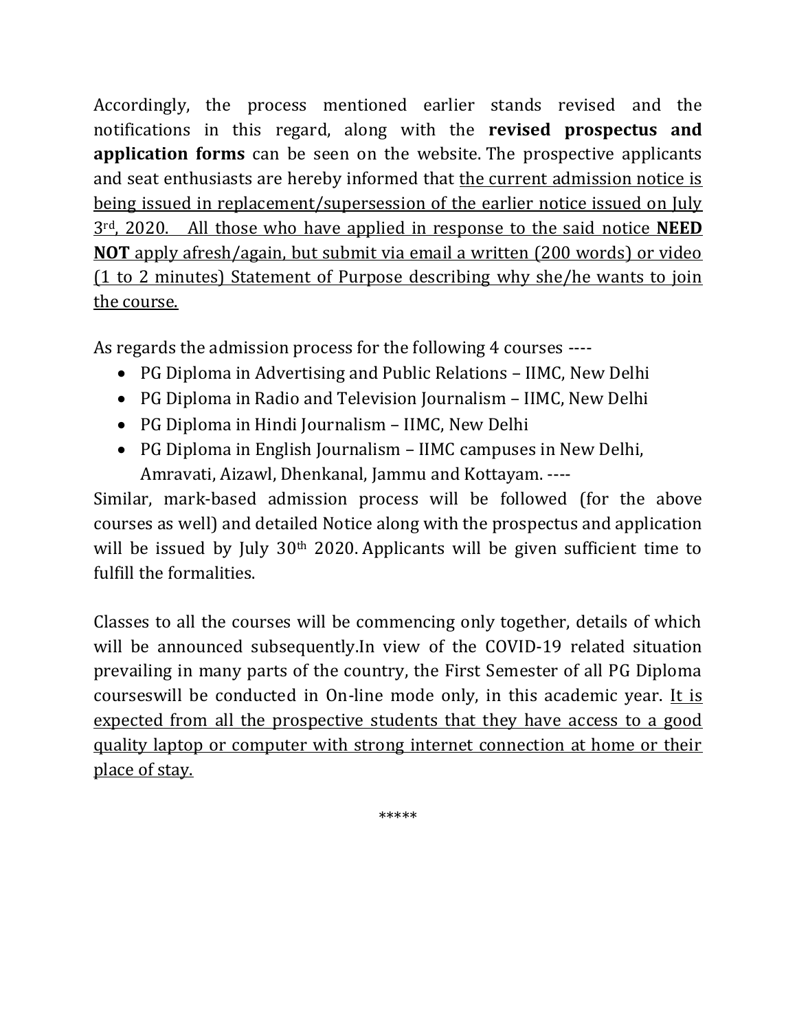Accordingly, the process mentioned earlier stands revised and the notifications in this regard, along with the **revised prospectus and application forms** can be seen on the website. The prospective applicants and seat enthusiasts are hereby informed that the current admission notice is being issued in replacement/supersession of the earlier notice issued on July 3rd, 2020. All those who have applied in response to the said notice **NEED NOT** apply afresh/again, but submit via email a written (200 words) or video (1 to 2 minutes) Statement of Purpose describing why she/he wants to join the course.

As regards the admission process for the following 4 courses ----

- PG Diploma in Advertising and Public Relations – IIMC, New Delhi
- PG Diploma in Radio and Television Journalism – IIMC, New Delhi
- PG Diploma in Hindi Journalism – IIMC, New Delhi
- PG Diploma in English Journalism – IIMC campuses in New Delhi, Amravati, Aizawl, Dhenkanal, Jammu and Kottayam. ----

Similar, mark-based admission process will be followed (for the above courses as well) and detailed Notice along with the prospectus and application will be issued by July 30th 2020. Applicants will be given sufficient time to fulfill the formalities.

Classes to all the courses will be commencing only together, details of which will be announced subsequently.In view of the COVID-19 related situation prevailing in many parts of the country, the First Semester of all PG Diploma courseswill be conducted in On-line mode only, in this academic year. It is expected from all the prospective students that they have access to a good quality laptop or computer with strong internet connection at home or their place of stay.

*****